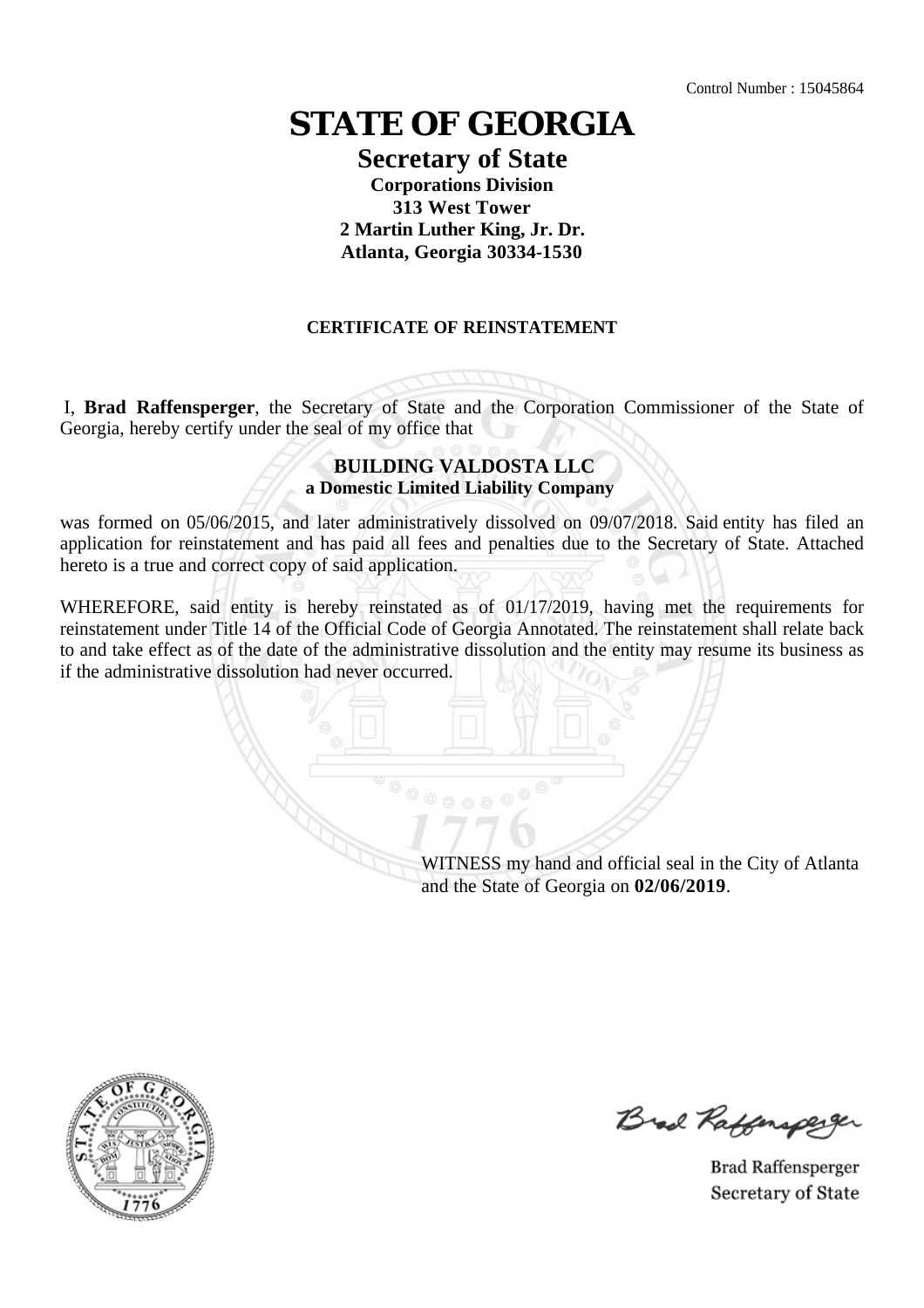Control Number : 15045864

# STATE OF GEORGIA

## Secretary of State

**Corporations Division**
**313 West Tower**
**2 Martin Luther King, Jr. Dr.**
**Atlanta, Georgia 30334-1530**

### CERTIFICATE OF REINSTATEMENT

I, **Brad Raffensperger**, the Secretary of State and the Corporation Commissioner of the State of Georgia, hereby certify under the seal of my office that

**BUILDING VALDOSTA LLC**
**a Domestic Limited Liability Company**

was formed on 05/06/2015, and later administratively dissolved on 09/07/2018. Said entity has filed an application for reinstatement and has paid all fees and penalties due to the Secretary of State. Attached hereto is a true and correct copy of said application.

WHEREFORE, said entity is hereby reinstated as of 01/17/2019, having met the requirements for reinstatement under Title 14 of the Official Code of Georgia Annotated. The reinstatement shall relate back to and take effect as of the date of the administrative dissolution and the entity may resume its business as if the administrative dissolution had never occurred.

WITNESS my hand and official seal in the City of Atlanta and the State of Georgia on **02/06/2019**.

Brad Raffensperger
Secretary of State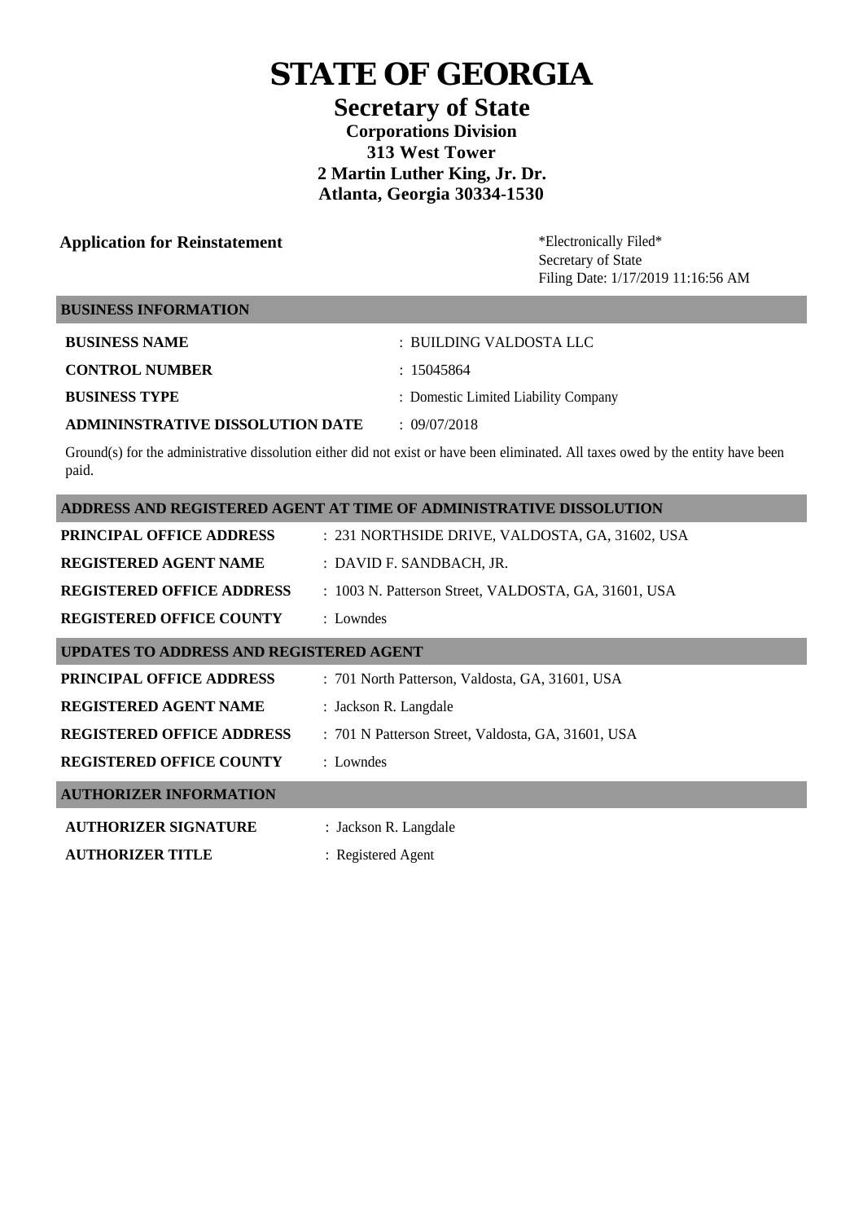# STATE OF GEORGIA

## Secretary of State

### Corporations Division
### 313 West Tower
### 2 Martin Luther King, Jr. Dr.
### Atlanta, Georgia 30334-1530

**Application for Reinstatement**

\*Electronically Filed\*
Secretary of State
Filing Date: 1/17/2019 11:16:56 AM

## BUSINESS INFORMATION

| | |
|---|---|
| **BUSINESS NAME** | : BUILDING VALDOSTA LLC |
| **CONTROL NUMBER** | : 15045864 |
| **BUSINESS TYPE** | : Domestic Limited Liability Company |
| **ADMININSTRATIVE DISSOLUTION DATE** | : 09/07/2018 |

Ground(s) for the administrative dissolution either did not exist or have been eliminated. All taxes owed by the entity have been paid.

## ADDRESS AND REGISTERED AGENT AT TIME OF ADMINISTRATIVE DISSOLUTION

| | |
|---|---|
| **PRINCIPAL OFFICE ADDRESS** | : 231 NORTHSIDE DRIVE, VALDOSTA, GA, 31602, USA |
| **REGISTERED AGENT NAME** | : DAVID F. SANDBACH, JR. |
| **REGISTERED OFFICE ADDRESS** | : 1003 N. Patterson Street, VALDOSTA, GA, 31601, USA |
| **REGISTERED OFFICE COUNTY** | : Lowndes |

## UPDATES TO ADDRESS AND REGISTERED AGENT

| | |
|---|---|
| **PRINCIPAL OFFICE ADDRESS** | : 701 North Patterson, Valdosta, GA, 31601, USA |
| **REGISTERED AGENT NAME** | : Jackson R. Langdale |
| **REGISTERED OFFICE ADDRESS** | : 701 N Patterson Street, Valdosta, GA, 31601, USA |
| **REGISTERED OFFICE COUNTY** | : Lowndes |

## AUTHORIZER INFORMATION

| | |
|---|---|
| **AUTHORIZER SIGNATURE** | : Jackson R. Langdale |
| **AUTHORIZER TITLE** | : Registered Agent |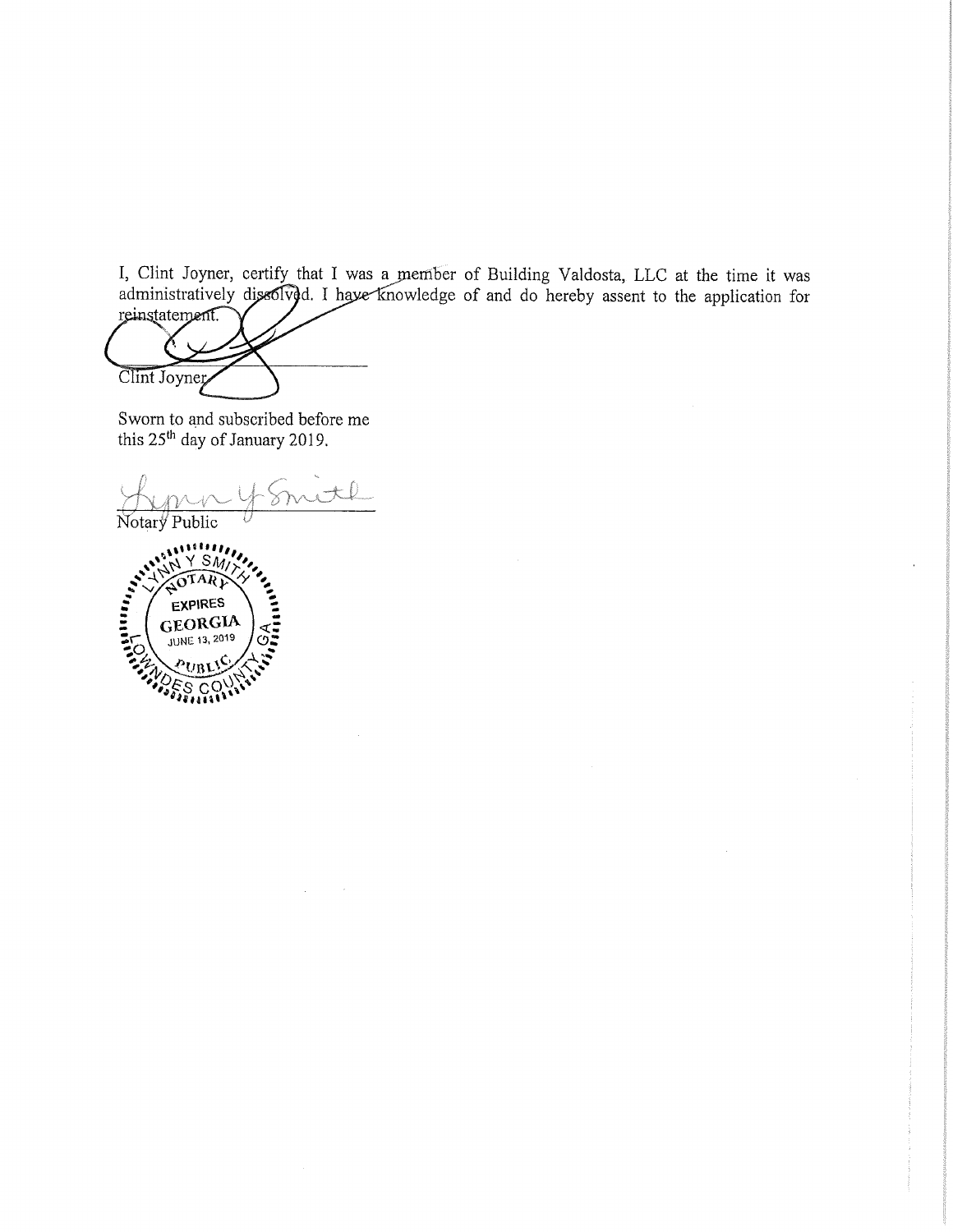I, Clint Joyner, certify that I was a member of Building Valdosta, LLC at the time it was administratively dissolved. I have knowledge of and do hereby assent to the application for reinstatement.

Clint Joyner

Sworn to and subscribed before me this 25th day of January 2019.

Notary Public

LYNN Y SMITH
NOTARY
EXPIRES
GEORGIA
JUNE 13, 2019
PUBLIC
LOWNDES COUNTY, GA